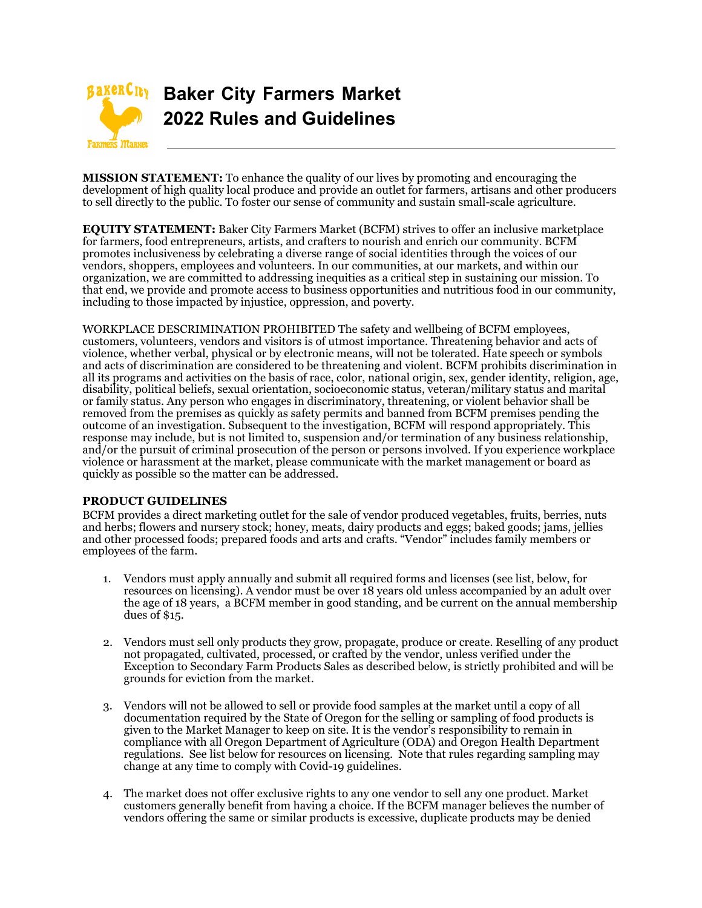# Baker City Farmers Market
# 2022 Rules and Guidelines

**MISSION STATEMENT:** To enhance the quality of our lives by promoting and encouraging the development of high quality local produce and provide an outlet for farmers, artisans and other producers to sell directly to the public. To foster our sense of community and sustain small-scale agriculture.

**EQUITY STATEMENT:** Baker City Farmers Market (BCFM) strives to offer an inclusive marketplace for farmers, food entrepreneurs, artists, and crafters to nourish and enrich our community. BCFM promotes inclusiveness by celebrating a diverse range of social identities through the voices of our vendors, shoppers, employees and volunteers. In our communities, at our markets, and within our organization, we are committed to addressing inequities as a critical step in sustaining our mission. To that end, we provide and promote access to business opportunities and nutritious food in our community, including to those impacted by injustice, oppression, and poverty.

WORKPLACE DESCRIMINATION PROHIBITED The safety and wellbeing of BCFM employees, customers, volunteers, vendors and visitors is of utmost importance. Threatening behavior and acts of violence, whether verbal, physical or by electronic means, will not be tolerated. Hate speech or symbols and acts of discrimination are considered to be threatening and violent. BCFM prohibits discrimination in all its programs and activities on the basis of race, color, national origin, sex, gender identity, religion, age, disability, political beliefs, sexual orientation, socioeconomic status, veteran/military status and marital or family status. Any person who engages in discriminatory, threatening, or violent behavior shall be removed from the premises as quickly as safety permits and banned from BCFM premises pending the outcome of an investigation. Subsequent to the investigation, BCFM will respond appropriately. This response may include, but is not limited to, suspension and/or termination of any business relationship, and/or the pursuit of criminal prosecution of the person or persons involved. If you experience workplace violence or harassment at the market, please communicate with the market management or board as quickly as possible so the matter can be addressed.

**PRODUCT GUIDELINES**

BCFM provides a direct marketing outlet for the sale of vendor produced vegetables, fruits, berries, nuts and herbs; flowers and nursery stock; honey, meats, dairy products and eggs; baked goods; jams, jellies and other processed foods; prepared foods and arts and crafts. "Vendor" includes family members or employees of the farm.

1. Vendors must apply annually and submit all required forms and licenses (see list, below, for resources on licensing). A vendor must be over 18 years old unless accompanied by an adult over the age of 18 years, a BCFM member in good standing, and be current on the annual membership dues of $15.

2. Vendors must sell only products they grow, propagate, produce or create. Reselling of any product not propagated, cultivated, processed, or crafted by the vendor, unless verified under the Exception to Secondary Farm Products Sales as described below, is strictly prohibited and will be grounds for eviction from the market.

3. Vendors will not be allowed to sell or provide food samples at the market until a copy of all documentation required by the State of Oregon for the selling or sampling of food products is given to the Market Manager to keep on site. It is the vendor's responsibility to remain in compliance with all Oregon Department of Agriculture (ODA) and Oregon Health Department regulations. See list below for resources on licensing. Note that rules regarding sampling may change at any time to comply with Covid-19 guidelines.

4. The market does not offer exclusive rights to any one vendor to sell any one product. Market customers generally benefit from having a choice. If the BCFM manager believes the number of vendors offering the same or similar products is excessive, duplicate products may be denied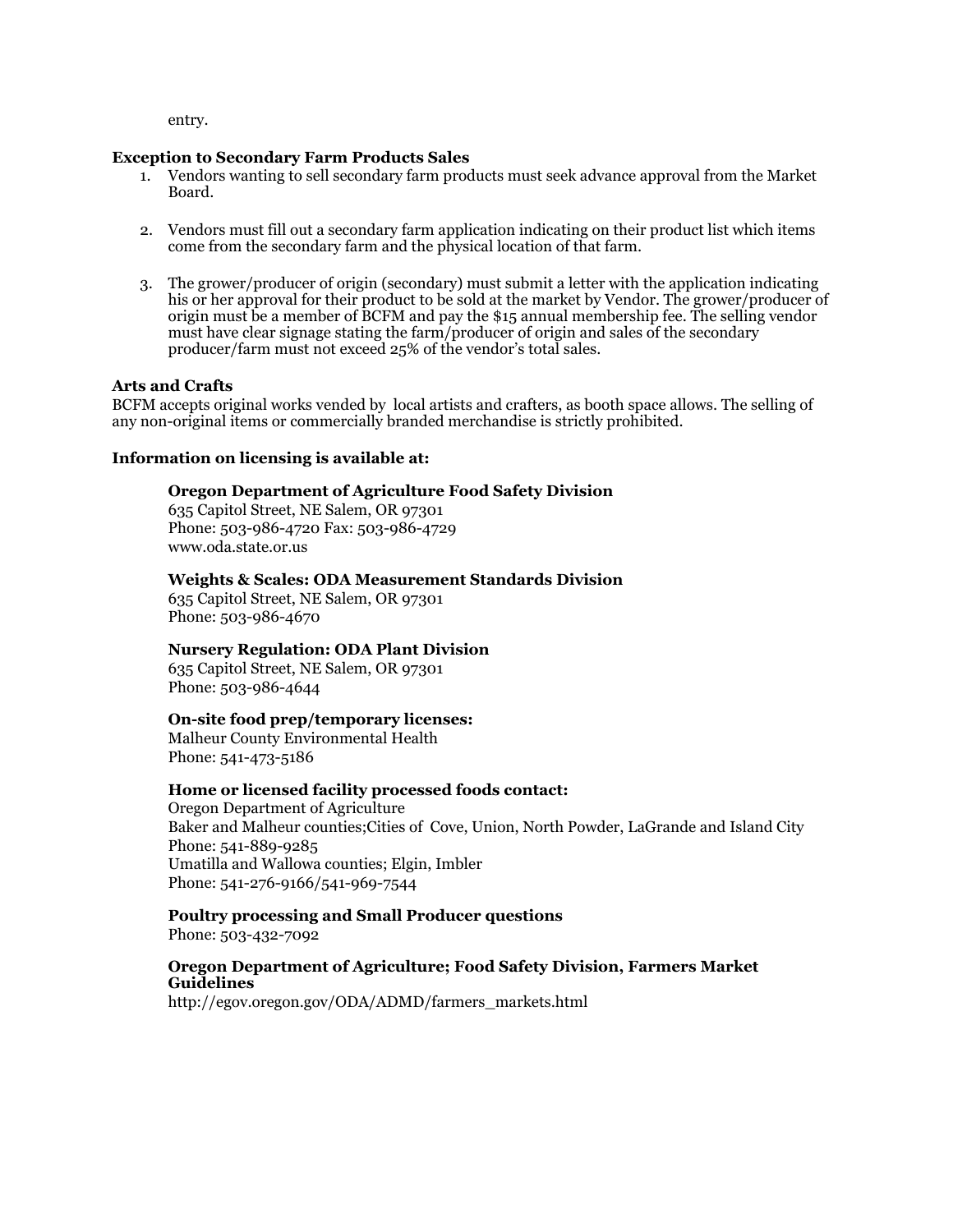entry.

**Exception to Secondary Farm Products Sales**

1. Vendors wanting to sell secondary farm products must seek advance approval from the Market Board.

2. Vendors must fill out a secondary farm application indicating on their product list which items come from the secondary farm and the physical location of that farm.

3. The grower/producer of origin (secondary) must submit a letter with the application indicating his or her approval for their product to be sold at the market by Vendor. The grower/producer of origin must be a member of BCFM and pay the $15 annual membership fee. The selling vendor must have clear signage stating the farm/producer of origin and sales of the secondary producer/farm must not exceed 25% of the vendor's total sales.

**Arts and Crafts**

BCFM accepts original works vended by local artists and crafters, as booth space allows. The selling of any non-original items or commercially branded merchandise is strictly prohibited.

**Information on licensing is available at:**

**Oregon Department of Agriculture Food Safety Division**
635 Capitol Street, NE Salem, OR 97301
Phone: 503-986-4720 Fax: 503-986-4729
www.oda.state.or.us

**Weights & Scales: ODA Measurement Standards Division**
635 Capitol Street, NE Salem, OR 97301
Phone: 503-986-4670

**Nursery Regulation: ODA Plant Division**
635 Capitol Street, NE Salem, OR 97301
Phone: 503-986-4644

**On-site food prep/temporary licenses:**
Malheur County Environmental Health
Phone: 541-473-5186

**Home or licensed facility processed foods contact:**
Oregon Department of Agriculture
Baker and Malheur counties;Cities of Cove, Union, North Powder, LaGrande and Island City
Phone: 541-889-9285
Umatilla and Wallowa counties; Elgin, Imbler
Phone: 541-276-9166/541-969-7544

**Poultry processing and Small Producer questions**
Phone: 503-432-7092

**Oregon Department of Agriculture; Food Safety Division, Farmers Market Guidelines**
http://egov.oregon.gov/ODA/ADMD/farmers_markets.html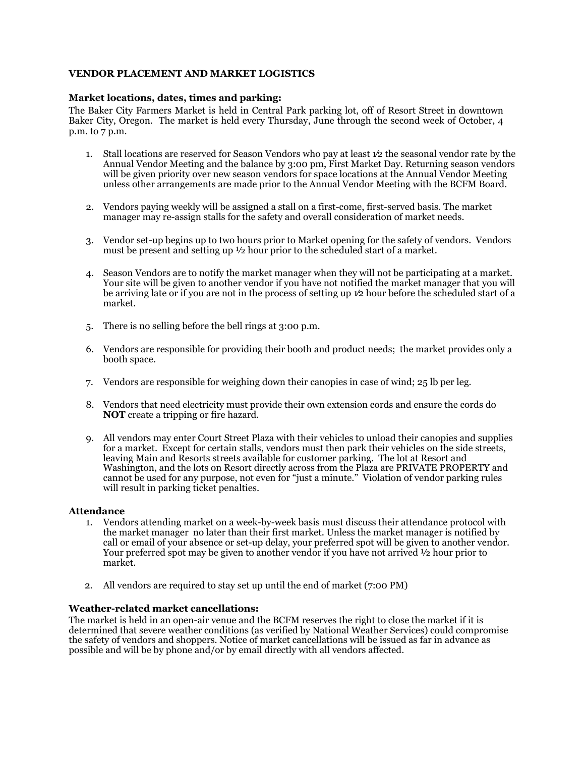**VENDOR PLACEMENT AND MARKET LOGISTICS**

**Market locations, dates, times and parking:**

The Baker City Farmers Market is held in Central Park parking lot, off of Resort Street in downtown Baker City, Oregon. The market is held every Thursday, June through the second week of October, 4 p.m. to 7 p.m.

1. Stall locations are reserved for Season Vendors who pay at least ½ the seasonal vendor rate by the Annual Vendor Meeting and the balance by 3:00 pm, First Market Day. Returning season vendors will be given priority over new season vendors for space locations at the Annual Vendor Meeting unless other arrangements are made prior to the Annual Vendor Meeting with the BCFM Board.

2. Vendors paying weekly will be assigned a stall on a first-come, first-served basis. The market manager may re-assign stalls for the safety and overall consideration of market needs.

3. Vendor set-up begins up to two hours prior to Market opening for the safety of vendors. Vendors must be present and setting up ½ hour prior to the scheduled start of a market.

4. Season Vendors are to notify the market manager when they will not be participating at a market. Your site will be given to another vendor if you have not notified the market manager that you will be arriving late or if you are not in the process of setting up ½ hour before the scheduled start of a market.

5. There is no selling before the bell rings at 3:00 p.m.

6. Vendors are responsible for providing their booth and product needs; the market provides only a booth space.

7. Vendors are responsible for weighing down their canopies in case of wind; 25 lb per leg.

8. Vendors that need electricity must provide their own extension cords and ensure the cords do **NOT** create a tripping or fire hazard.

9. All vendors may enter Court Street Plaza with their vehicles to unload their canopies and supplies for a market. Except for certain stalls, vendors must then park their vehicles on the side streets, leaving Main and Resorts streets available for customer parking. The lot at Resort and Washington, and the lots on Resort directly across from the Plaza are PRIVATE PROPERTY and cannot be used for any purpose, not even for "just a minute." Violation of vendor parking rules will result in parking ticket penalties.

**Attendance**

1. Vendors attending market on a week-by-week basis must discuss their attendance protocol with the market manager no later than their first market. Unless the market manager is notified by call or email of your absence or set-up delay, your preferred spot will be given to another vendor. Your preferred spot may be given to another vendor if you have not arrived ½ hour prior to market.

2. All vendors are required to stay set up until the end of market (7:00 PM)

**Weather-related market cancellations:**

The market is held in an open-air venue and the BCFM reserves the right to close the market if it is determined that severe weather conditions (as verified by National Weather Services) could compromise the safety of vendors and shoppers. Notice of market cancellations will be issued as far in advance as possible and will be by phone and/or by email directly with all vendors affected.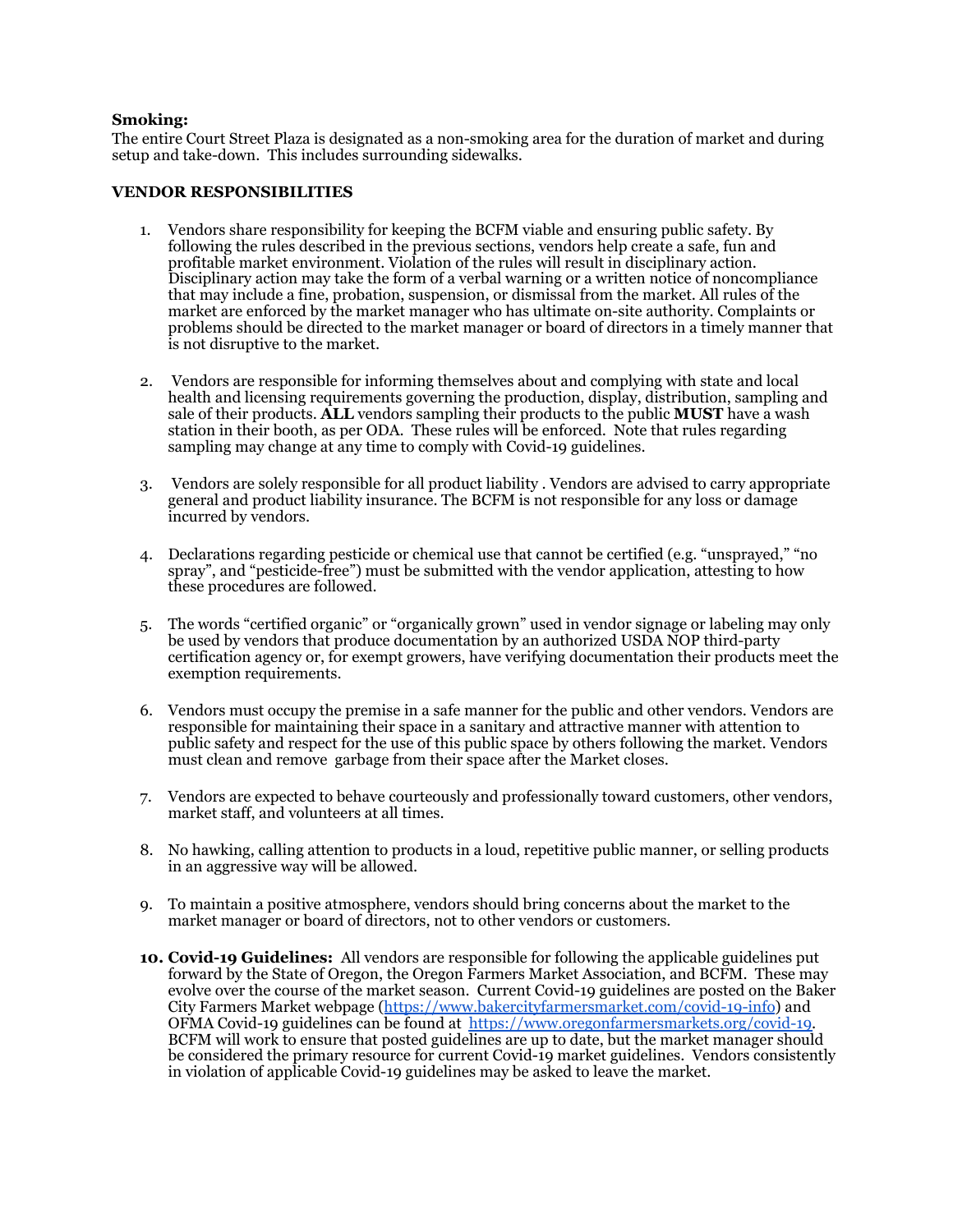**Smoking:**
The entire Court Street Plaza is designated as a non-smoking area for the duration of market and during setup and take-down. This includes surrounding sidewalks.

**VENDOR RESPONSIBILITIES**

1. Vendors share responsibility for keeping the BCFM viable and ensuring public safety. By following the rules described in the previous sections, vendors help create a safe, fun and profitable market environment. Violation of the rules will result in disciplinary action. Disciplinary action may take the form of a verbal warning or a written notice of noncompliance that may include a fine, probation, suspension, or dismissal from the market. All rules of the market are enforced by the market manager who has ultimate on-site authority. Complaints or problems should be directed to the market manager or board of directors in a timely manner that is not disruptive to the market.

2. Vendors are responsible for informing themselves about and complying with state and local health and licensing requirements governing the production, display, distribution, sampling and sale of their products. **ALL** vendors sampling their products to the public **MUST** have a wash station in their booth, as per ODA. These rules will be enforced. Note that rules regarding sampling may change at any time to comply with Covid-19 guidelines.

3. Vendors are solely responsible for all product liability . Vendors are advised to carry appropriate general and product liability insurance. The BCFM is not responsible for any loss or damage incurred by vendors.

4. Declarations regarding pesticide or chemical use that cannot be certified (e.g. "unsprayed," "no spray", and "pesticide-free") must be submitted with the vendor application, attesting to how these procedures are followed.

5. The words "certified organic" or "organically grown" used in vendor signage or labeling may only be used by vendors that produce documentation by an authorized USDA NOP third-party certification agency or, for exempt growers, have verifying documentation their products meet the exemption requirements.

6. Vendors must occupy the premise in a safe manner for the public and other vendors. Vendors are responsible for maintaining their space in a sanitary and attractive manner with attention to public safety and respect for the use of this public space by others following the market. Vendors must clean and remove garbage from their space after the Market closes.

7. Vendors are expected to behave courteously and professionally toward customers, other vendors, market staff, and volunteers at all times.

8. No hawking, calling attention to products in a loud, repetitive public manner, or selling products in an aggressive way will be allowed.

9. To maintain a positive atmosphere, vendors should bring concerns about the market to the market manager or board of directors, not to other vendors or customers.

10. **Covid-19 Guidelines:** All vendors are responsible for following the applicable guidelines put forward by the State of Oregon, the Oregon Farmers Market Association, and BCFM. These may evolve over the course of the market season. Current Covid-19 guidelines are posted on the Baker City Farmers Market webpage (https://www.bakercityfarmersmarket.com/covid-19-info) and OFMA Covid-19 guidelines can be found at https://www.oregonfarmersmarkets.org/covid-19. BCFM will work to ensure that posted guidelines are up to date, but the market manager should be considered the primary resource for current Covid-19 market guidelines. Vendors consistently in violation of applicable Covid-19 guidelines may be asked to leave the market.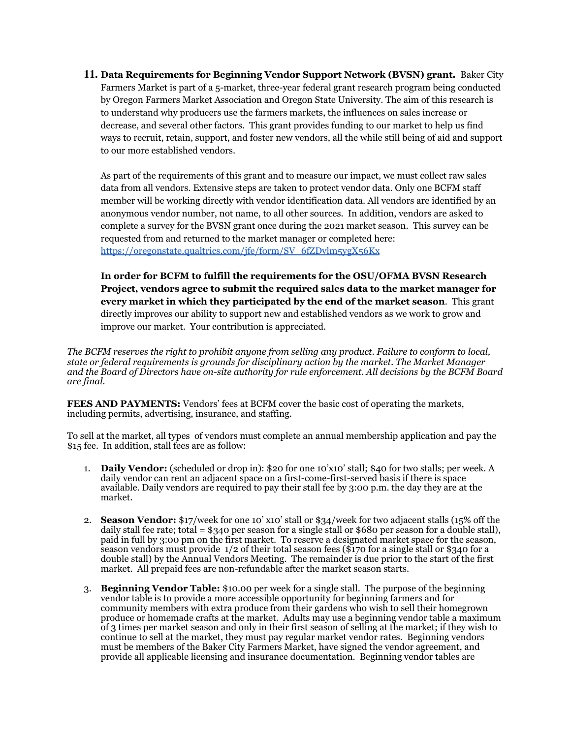11. **Data Requirements for Beginning Vendor Support Network (BVSN) grant.** Baker City Farmers Market is part of a 5-market, three-year federal grant research program being conducted by Oregon Farmers Market Association and Oregon State University. The aim of this research is to understand why producers use the farmers markets, the influences on sales increase or decrease, and several other factors. This grant provides funding to our market to help us find ways to recruit, retain, support, and foster new vendors, all the while still being of aid and support to our more established vendors.

    As part of the requirements of this grant and to measure our impact, we must collect raw sales data from all vendors. Extensive steps are taken to protect vendor data. Only one BCFM staff member will be working directly with vendor identification data. All vendors are identified by an anonymous vendor number, not name, to all other sources. In addition, vendors are asked to complete a survey for the BVSN grant once during the 2021 market season. This survey can be requested from and returned to the market manager or completed here: https://oregonstate.qualtrics.com/jfe/form/SV_6fZDvlm5ygX56Kx

    **In order for BCFM to fulfill the requirements for the OSU/OFMA BVSN Research Project, vendors agree to submit the required sales data to the market manager for every market in which they participated by the end of the market season**. This grant directly improves our ability to support new and established vendors as we work to grow and improve our market. Your contribution is appreciated.

*The BCFM reserves the right to prohibit anyone from selling any product. Failure to conform to local, state or federal requirements is grounds for disciplinary action by the market. The Market Manager and the Board of Directors have on-site authority for rule enforcement. All decisions by the BCFM Board are final.*

**FEES AND PAYMENTS:** Vendors' fees at BCFM cover the basic cost of operating the markets, including permits, advertising, insurance, and staffing.

To sell at the market, all types of vendors must complete an annual membership application and pay the $15 fee. In addition, stall fees are as follow:

1. **Daily Vendor:** (scheduled or drop in): $20 for one 10'x10' stall; $40 for two stalls; per week. A daily vendor can rent an adjacent space on a first-come-first-served basis if there is space available. Daily vendors are required to pay their stall fee by 3:00 p.m. the day they are at the market.

2. **Season Vendor:** $17/week for one 10' x10' stall or $34/week for two adjacent stalls (15% off the daily stall fee rate; total = $340 per season for a single stall or $680 per season for a double stall), paid in full by 3:00 pm on the first market. To reserve a designated market space for the season, season vendors must provide 1/2 of their total season fees ($170 for a single stall or $340 for a double stall) by the Annual Vendors Meeting. The remainder is due prior to the start of the first market. All prepaid fees are non-refundable after the market season starts.

3. **Beginning Vendor Table:** $10.00 per week for a single stall. The purpose of the beginning vendor table is to provide a more accessible opportunity for beginning farmers and for community members with extra produce from their gardens who wish to sell their homegrown produce or homemade crafts at the market. Adults may use a beginning vendor table a maximum of 3 times per market season and only in their first season of selling at the market; if they wish to continue to sell at the market, they must pay regular market vendor rates. Beginning vendors must be members of the Baker City Farmers Market, have signed the vendor agreement, and provide all applicable licensing and insurance documentation. Beginning vendor tables are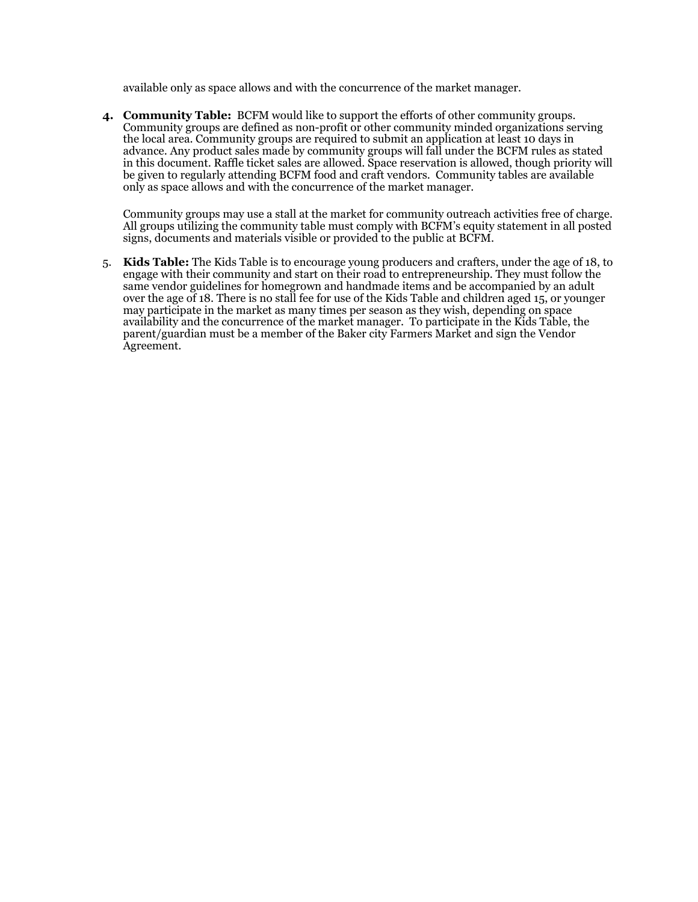available only as space allows and with the concurrence of the market manager.

4. **Community Table:** BCFM would like to support the efforts of other community groups. Community groups are defined as non-profit or other community minded organizations serving the local area. Community groups are required to submit an application at least 10 days in advance. Any product sales made by community groups will fall under the BCFM rules as stated in this document. Raffle ticket sales are allowed. Space reservation is allowed, though priority will be given to regularly attending BCFM food and craft vendors. Community tables are available only as space allows and with the concurrence of the market manager.

   Community groups may use a stall at the market for community outreach activities free of charge. All groups utilizing the community table must comply with BCFM's equity statement in all posted signs, documents and materials visible or provided to the public at BCFM.

5. **Kids Table:** The Kids Table is to encourage young producers and crafters, under the age of 18, to engage with their community and start on their road to entrepreneurship. They must follow the same vendor guidelines for homegrown and handmade items and be accompanied by an adult over the age of 18. There is no stall fee for use of the Kids Table and children aged 15, or younger may participate in the market as many times per season as they wish, depending on space availability and the concurrence of the market manager. To participate in the Kids Table, the parent/guardian must be a member of the Baker city Farmers Market and sign the Vendor Agreement.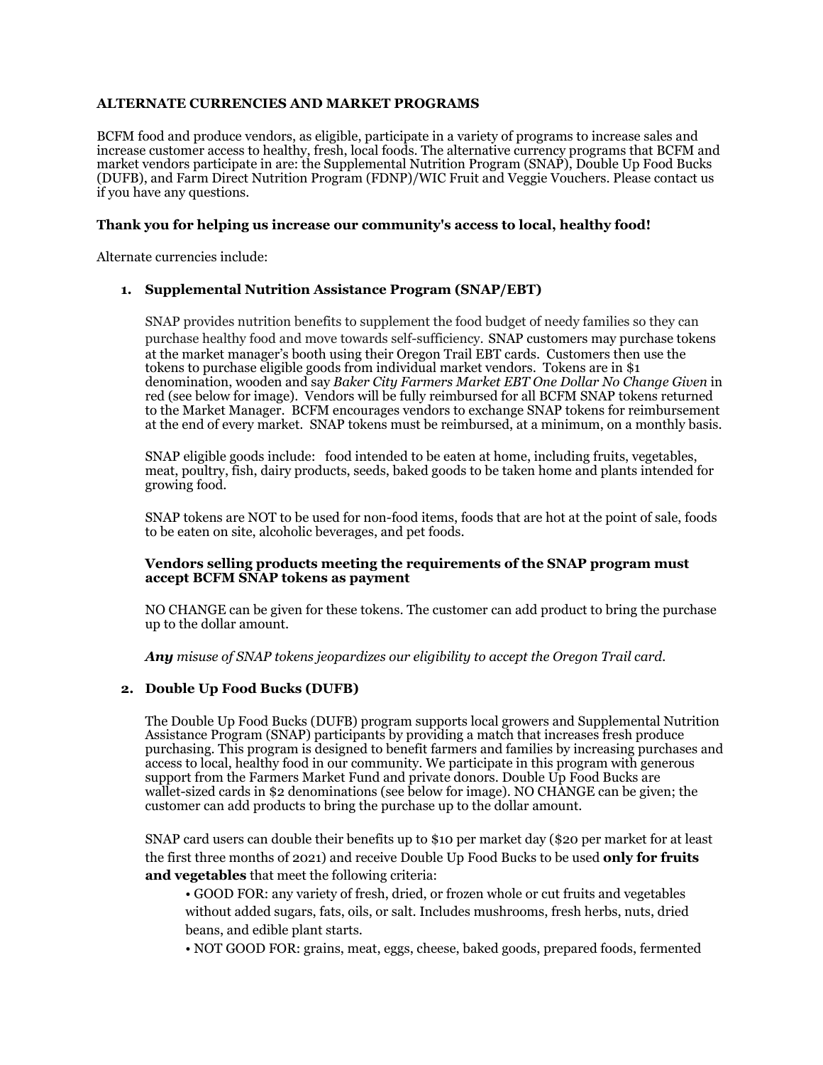**ALTERNATE CURRENCIES AND MARKET PROGRAMS**

BCFM food and produce vendors, as eligible, participate in a variety of programs to increase sales and increase customer access to healthy, fresh, local foods. The alternative currency programs that BCFM and market vendors participate in are: the Supplemental Nutrition Program (SNAP), Double Up Food Bucks (DUFB), and Farm Direct Nutrition Program (FDNP)/WIC Fruit and Veggie Vouchers. Please contact us if you have any questions.

**Thank you for helping us increase our community's access to local, healthy food!**

Alternate currencies include:

1. **Supplemental Nutrition Assistance Program (SNAP/EBT)**

   SNAP provides nutrition benefits to supplement the food budget of needy families so they can purchase healthy food and move towards self-sufficiency. SNAP customers may purchase tokens at the market manager's booth using their Oregon Trail EBT cards. Customers then use the tokens to purchase eligible goods from individual market vendors. Tokens are in $1 denomination, wooden and say *Baker City Farmers Market EBT One Dollar No Change Given* in red (see below for image). Vendors will be fully reimbursed for all BCFM SNAP tokens returned to the Market Manager. BCFM encourages vendors to exchange SNAP tokens for reimbursement at the end of every market. SNAP tokens must be reimbursed, at a minimum, on a monthly basis.

   SNAP eligible goods include: food intended to be eaten at home, including fruits, vegetables, meat, poultry, fish, dairy products, seeds, baked goods to be taken home and plants intended for growing food.

   SNAP tokens are NOT to be used for non-food items, foods that are hot at the point of sale, foods to be eaten on site, alcoholic beverages, and pet foods.

   **Vendors selling products meeting the requirements of the SNAP program must accept BCFM SNAP tokens as payment**

   NO CHANGE can be given for these tokens. The customer can add product to bring the purchase up to the dollar amount.

   ***Any** misuse of SNAP tokens jeopardizes our eligibility to accept the Oregon Trail card.*

2. **Double Up Food Bucks (DUFB)**

   The Double Up Food Bucks (DUFB) program supports local growers and Supplemental Nutrition Assistance Program (SNAP) participants by providing a match that increases fresh produce purchasing. This program is designed to benefit farmers and families by increasing purchases and access to local, healthy food in our community. We participate in this program with generous support from the Farmers Market Fund and private donors. Double Up Food Bucks are wallet-sized cards in $2 denominations (see below for image). NO CHANGE can be given; the customer can add products to bring the purchase up to the dollar amount.

   SNAP card users can double their benefits up to $10 per market day ($20 per market for at least the first three months of 2021) and receive Double Up Food Bucks to be used **only for fruits and vegetables** that meet the following criteria:

   • GOOD FOR: any variety of fresh, dried, or frozen whole or cut fruits and vegetables without added sugars, fats, oils, or salt. Includes mushrooms, fresh herbs, nuts, dried beans, and edible plant starts.

   • NOT GOOD FOR: grains, meat, eggs, cheese, baked goods, prepared foods, fermented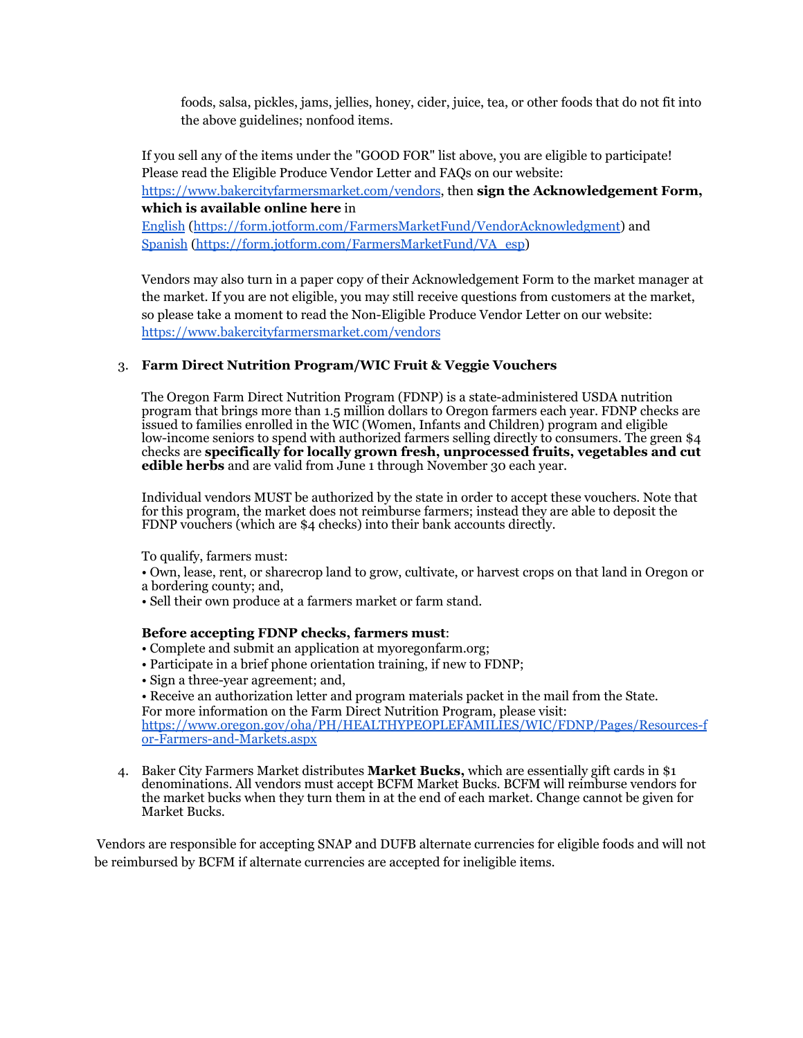foods, salsa, pickles, jams, jellies, honey, cider, juice, tea, or other foods that do not fit into the above guidelines; nonfood items.

If you sell any of the items under the "GOOD FOR" list above, you are eligible to participate! Please read the Eligible Produce Vendor Letter and FAQs on our website: [https://www.bakercityfarmersmarket.com/vendors](https://www.bakercityfarmersmarket.com/vendors), then **sign the Acknowledgement Form, which is available online here** in [English](https://form.jotform.com/FarmersMarketFund/VendorAcknowledgment) ([https://form.jotform.com/FarmersMarketFund/VendorAcknowledgment](https://form.jotform.com/FarmersMarketFund/VendorAcknowledgment)) and [Spanish](https://form.jotform.com/FarmersMarketFund/VA_esp) ([https://form.jotform.com/FarmersMarketFund/VA_esp](https://form.jotform.com/FarmersMarketFund/VA_esp))

Vendors may also turn in a paper copy of their Acknowledgement Form to the market manager at the market. If you are not eligible, you may still receive questions from customers at the market, so please take a moment to read the Non-Eligible Produce Vendor Letter on our website: [https://www.bakercityfarmersmarket.com/vendors](https://www.bakercityfarmersmarket.com/vendors)

3. **Farm Direct Nutrition Program/WIC Fruit & Veggie Vouchers**

   The Oregon Farm Direct Nutrition Program (FDNP) is a state-administered USDA nutrition program that brings more than 1.5 million dollars to Oregon farmers each year. FDNP checks are issued to families enrolled in the WIC (Women, Infants and Children) program and eligible low-income seniors to spend with authorized farmers selling directly to consumers. The green $4 checks are **specifically for locally grown fresh, unprocessed fruits, vegetables and cut edible herbs** and are valid from June 1 through November 30 each year.

   Individual vendors MUST be authorized by the state in order to accept these vouchers. Note that for this program, the market does not reimburse farmers; instead they are able to deposit the FDNP vouchers (which are $4 checks) into their bank accounts directly.

   To qualify, farmers must:
   • Own, lease, rent, or sharecrop land to grow, cultivate, or harvest crops on that land in Oregon or a bordering county; and,
   • Sell their own produce at a farmers market or farm stand.

   **Before accepting FDNP checks, farmers must**:
   • Complete and submit an application at myoregonfarm.org;
   • Participate in a brief phone orientation training, if new to FDNP;
   • Sign a three-year agreement; and,
   • Receive an authorization letter and program materials packet in the mail from the State.
   For more information on the Farm Direct Nutrition Program, please visit: [https://www.oregon.gov/oha/PH/HEALTHYPEOPLEFAMILIES/WIC/FDNP/Pages/Resources-for-Farmers-and-Markets.aspx](https://www.oregon.gov/oha/PH/HEALTHYPEOPLEFAMILIES/WIC/FDNP/Pages/Resources-for-Farmers-and-Markets.aspx)

4. Baker City Farmers Market distributes **Market Bucks,** which are essentially gift cards in $1 denominations. All vendors must accept BCFM Market Bucks. BCFM will reimburse vendors for the market bucks when they turn them in at the end of each market. Change cannot be given for Market Bucks.

Vendors are responsible for accepting SNAP and DUFB alternate currencies for eligible foods and will not be reimbursed by BCFM if alternate currencies are accepted for ineligible items.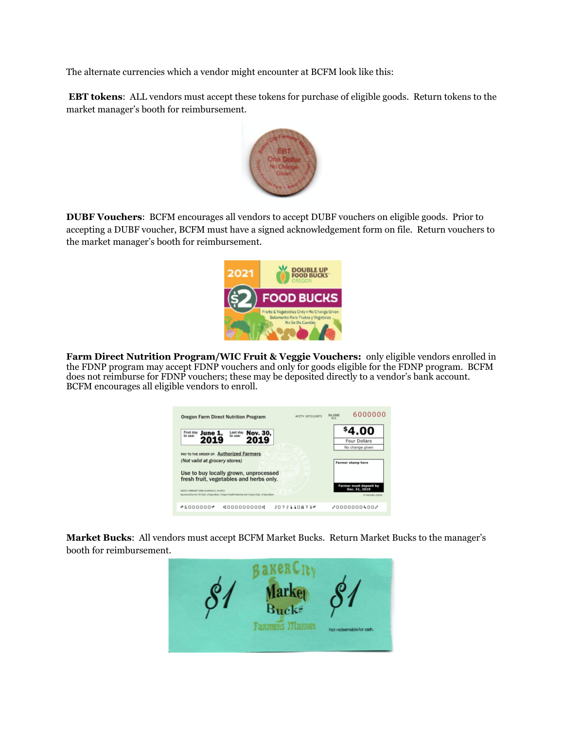The alternate currencies which a vendor might encounter at BCFM look like this:

**EBT tokens**: ALL vendors must accept these tokens for purchase of eligible goods. Return tokens to the market manager's booth for reimbursement.

**DUBF Vouchers**: BCFM encourages all vendors to accept DUBF vouchers on eligible goods. Prior to accepting a DUBF voucher, BCFM must have a signed acknowledgement form on file. Return vouchers to the market manager's booth for reimbursement.

**Farm Direct Nutrition Program/WIC Fruit & Veggie Vouchers:** only eligible vendors enrolled in the FDNP program may accept FDNP vouchers and only for goods eligible for the FDNP program. BCFM does not reimburse for FDNP vouchers; these may be deposited directly to a vendor's bank account. BCFM encourages all eligible vendors to enroll.

**Market Bucks**: All vendors must accept BCFM Market Bucks. Return Market Bucks to the manager's booth for reimbursement.